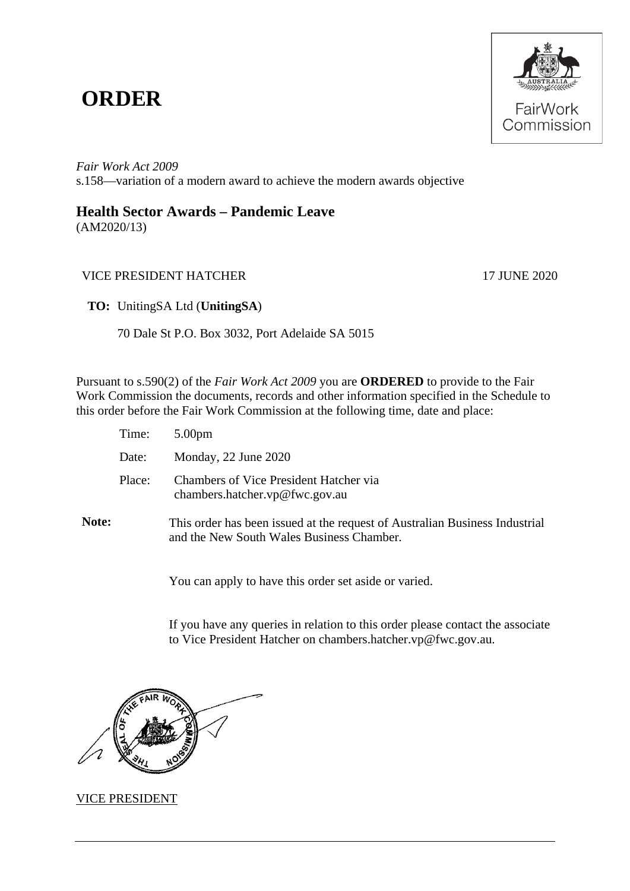# ORDER

*Fair Work Act 2009*
s.158—variation of a modern award to achieve the modern awards objective

## Health Sector Awards – Pandemic Leave

(AM2020/13)

VICE PRESIDENT HATCHER 17 JUNE 2020

**TO:** UnitingSA Ltd (**UnitingSA**)

70 Dale St P.O. Box 3032, Port Adelaide SA 5015

Pursuant to s.590(2) of the *Fair Work Act 2009* you are **ORDERED** to provide to the Fair Work Commission the documents, records and other information specified in the Schedule to this order before the Fair Work Commission at the following time, date and place:

| | |
|---|---|
| Time: | 5.00pm |
| Date: | Monday, 22 June 2020 |
| Place: | Chambers of Vice President Hatcher via chambers.hatcher.vp@fwc.gov.au |

**Note:** This order has been issued at the request of Australian Business Industrial and the New South Wales Business Chamber.

You can apply to have this order set aside or varied.

If you have any queries in relation to this order please contact the associate to Vice President Hatcher on chambers.hatcher.vp@fwc.gov.au.

VICE PRESIDENT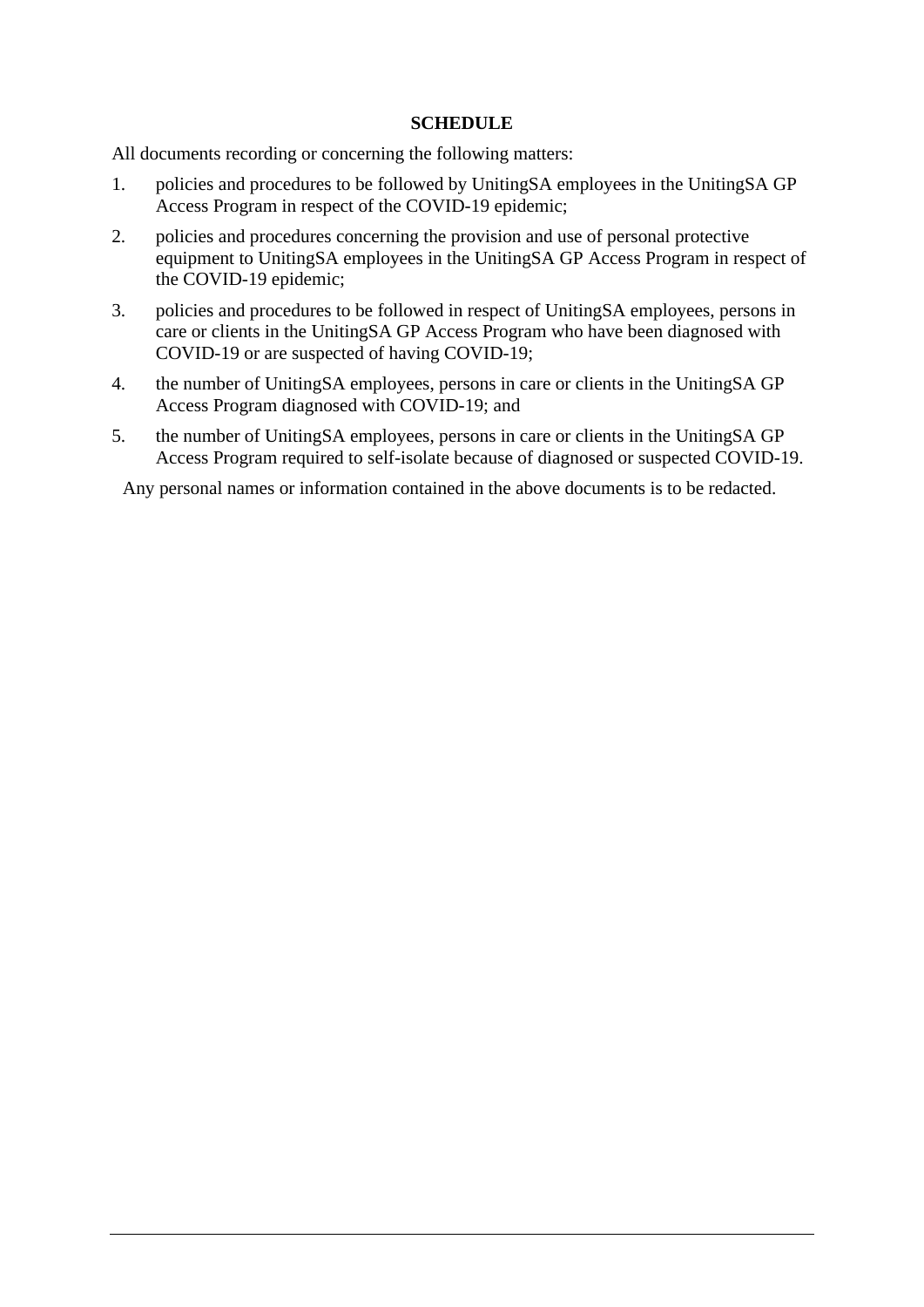**SCHEDULE**

All documents recording or concerning the following matters:

1. policies and procedures to be followed by UnitingSA employees in the UnitingSA GP Access Program in respect of the COVID-19 epidemic;
2. policies and procedures concerning the provision and use of personal protective equipment to UnitingSA employees in the UnitingSA GP Access Program in respect of the COVID-19 epidemic;
3. policies and procedures to be followed in respect of UnitingSA employees, persons in care or clients in the UnitingSA GP Access Program who have been diagnosed with COVID-19 or are suspected of having COVID-19;
4. the number of UnitingSA employees, persons in care or clients in the UnitingSA GP Access Program diagnosed with COVID-19; and
5. the number of UnitingSA employees, persons in care or clients in the UnitingSA GP Access Program required to self-isolate because of diagnosed or suspected COVID-19.

Any personal names or information contained in the above documents is to be redacted.